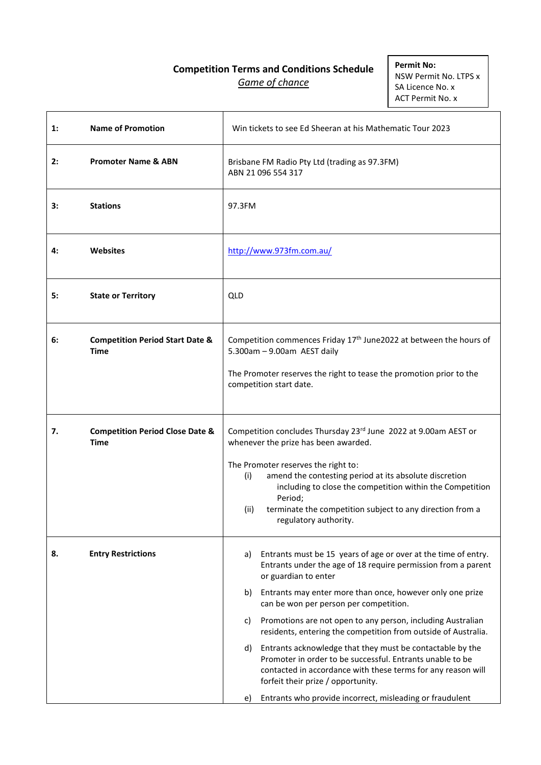# Competition Terms and Conditions Schedule

*Game of chance*

**Permit No:**
NSW Permit No. LTPS x
SA Licence No. x
ACT Permit No. x

| | | |
|---|---|---|
| **1:** | **Name of Promotion** | Win tickets to see Ed Sheeran at his Mathematic Tour 2023 |
| **2:** | **Promoter Name & ABN** | Brisbane FM Radio Pty Ltd (trading as 97.3FM)<br>ABN 21 096 554 317 |
| **3:** | **Stations** | 97.3FM |
| **4:** | **Websites** | [http://www.973fm.com.au/](http://www.973fm.com.au/) |
| **5:** | **State or Territory** | QLD |
| **6:** | **Competition Period Start Date & Time** | Competition commences Friday 17th June2022 at between the hours of 5.300am – 9.00am AEST daily<br><br>The Promoter reserves the right to tease the promotion prior to the competition start date. |
| **7.** | **Competition Period Close Date & Time** | Competition concludes Thursday 23rd June 2022 at 9.00am AEST or whenever the prize has been awarded.<br><br>The Promoter reserves the right to:<br>(i) amend the contesting period at its absolute discretion including to close the competition within the Competition Period;<br>(ii) terminate the competition subject to any direction from a regulatory authority. |
| **8.** | **Entry Restrictions** | a) Entrants must be 15 years of age or over at the time of entry. Entrants under the age of 18 require permission from a parent or guardian to enter<br>b) Entrants may enter more than once, however only one prize can be won per person per competition.<br>c) Promotions are not open to any person, including Australian residents, entering the competition from outside of Australia.<br>d) Entrants acknowledge that they must be contactable by the Promoter in order to be successful. Entrants unable to be contacted in accordance with these terms for any reason will forfeit their prize / opportunity.<br>e) Entrants who provide incorrect, misleading or fraudulent |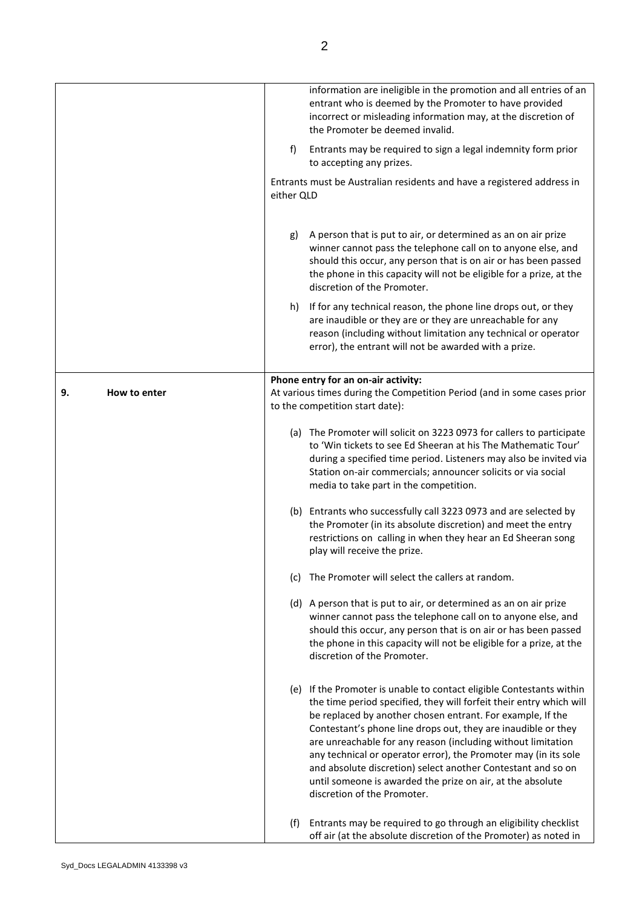| | |
|---|---|
| | information are ineligible in the promotion and all entries of an entrant who is deemed by the Promoter to have provided incorrect or misleading information may, at the discretion of the Promoter be deemed invalid.<br><br>f) Entrants may be required to sign a legal indemnity form prior to accepting any prizes.<br><br>Entrants must be Australian residents and have a registered address in either QLD<br><br>g) A person that is put to air, or determined as an on air prize winner cannot pass the telephone call on to anyone else, and should this occur, any person that is on air or has been passed the phone in this capacity will not be eligible for a prize, at the discretion of the Promoter.<br><br>h) If for any technical reason, the phone line drops out, or they are inaudible or they are or they are unreachable for any reason (including without limitation any technical or operator error), the entrant will not be awarded with a prize. |
| **9. How to enter** | **Phone entry for an on-air activity:**<br>At various times during the Competition Period (and in some cases prior to the competition start date):<br><br>(a) The Promoter will solicit on 3223 0973 for callers to participate to 'Win tickets to see Ed Sheeran at his The Mathematic Tour' during a specified time period. Listeners may also be invited via Station on-air commercials; announcer solicits or via social media to take part in the competition.<br><br>(b) Entrants who successfully call 3223 0973 and are selected by the Promoter (in its absolute discretion) and meet the entry restrictions on calling in when they hear an Ed Sheeran song play will receive the prize.<br><br>(c) The Promoter will select the callers at random.<br><br>(d) A person that is put to air, or determined as an on air prize winner cannot pass the telephone call on to anyone else, and should this occur, any person that is on air or has been passed the phone in this capacity will not be eligible for a prize, at the discretion of the Promoter.<br><br>(e) If the Promoter is unable to contact eligible Contestants within the time period specified, they will forfeit their entry which will be replaced by another chosen entrant. For example, If the Contestant's phone line drops out, they are inaudible or they are unreachable for any reason (including without limitation any technical or operator error), the Promoter may (in its sole and absolute discretion) select another Contestant and so on until someone is awarded the prize on air, at the absolute discretion of the Promoter.<br><br>(f) Entrants may be required to go through an eligibility checklist off air (at the absolute discretion of the Promoter) as noted in |

Syd_Docs LEGALADMIN 4133398 v3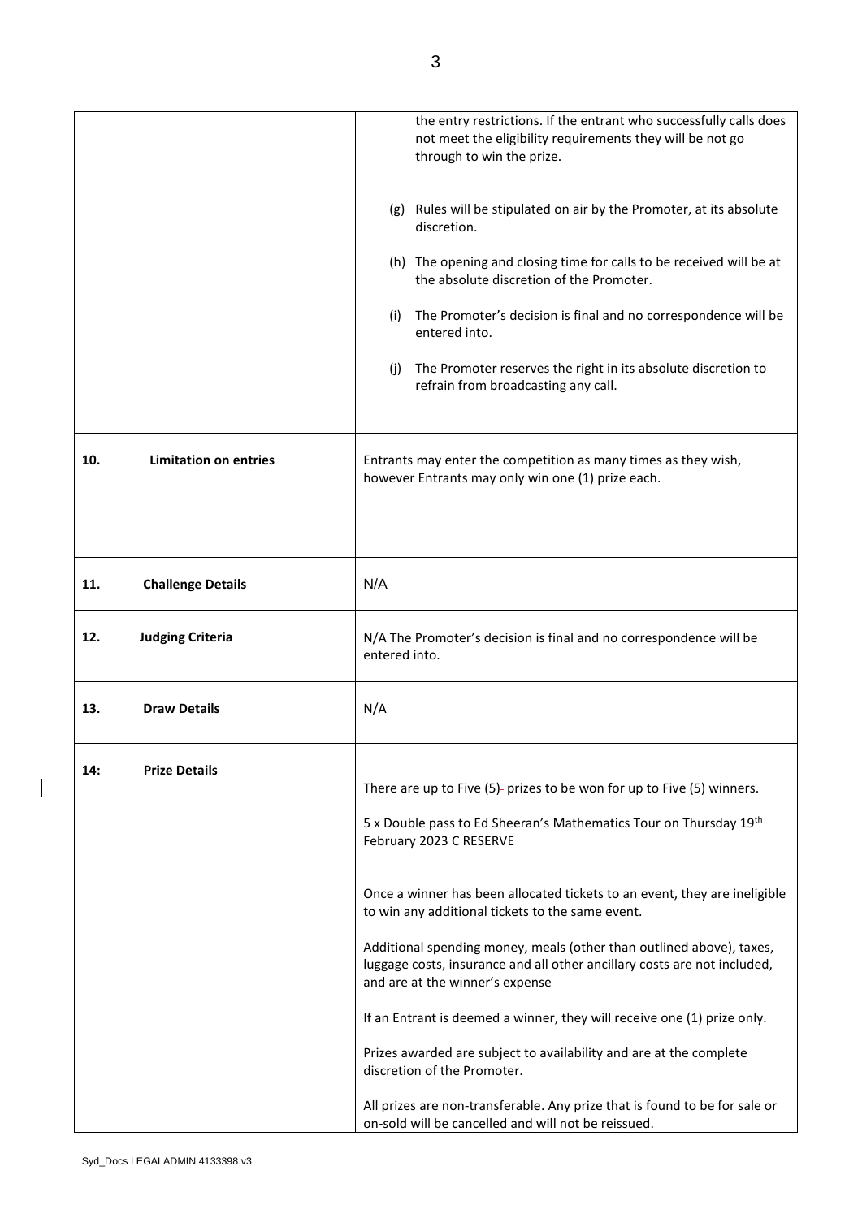| | |
|---|---|
| | the entry restrictions. If the entrant who successfully calls does not meet the eligibility requirements they will be not go through to win the prize.<br><br>(g) Rules will be stipulated on air by the Promoter, at its absolute discretion.<br><br>(h) The opening and closing time for calls to be received will be at the absolute discretion of the Promoter.<br><br>(i) The Promoter's decision is final and no correspondence will be entered into.<br><br>(j) The Promoter reserves the right in its absolute discretion to refrain from broadcasting any call. |
| **10. Limitation on entries** | Entrants may enter the competition as many times as they wish, however Entrants may only win one (1) prize each. |
| **11. Challenge Details** | N/A |
| **12. Judging Criteria** | N/A The Promoter's decision is final and no correspondence will be entered into. |
| **13. Draw Details** | N/A |
| **14: Prize Details** | There are up to Five (5) prizes to be won for up to Five (5) winners.<br><br>5 x Double pass to Ed Sheeran's Mathematics Tour on Thursday 19th February 2023 C RESERVE<br><br>Once a winner has been allocated tickets to an event, they are ineligible to win any additional tickets to the same event.<br><br>Additional spending money, meals (other than outlined above), taxes, luggage costs, insurance and all other ancillary costs are not included, and are at the winner's expense<br><br>If an Entrant is deemed a winner, they will receive one (1) prize only.<br><br>Prizes awarded are subject to availability and are at the complete discretion of the Promoter.<br><br>All prizes are non-transferable. Any prize that is found to be for sale or on-sold will be cancelled and will not be reissued. |

Syd_Docs LEGALADMIN 4133398 v3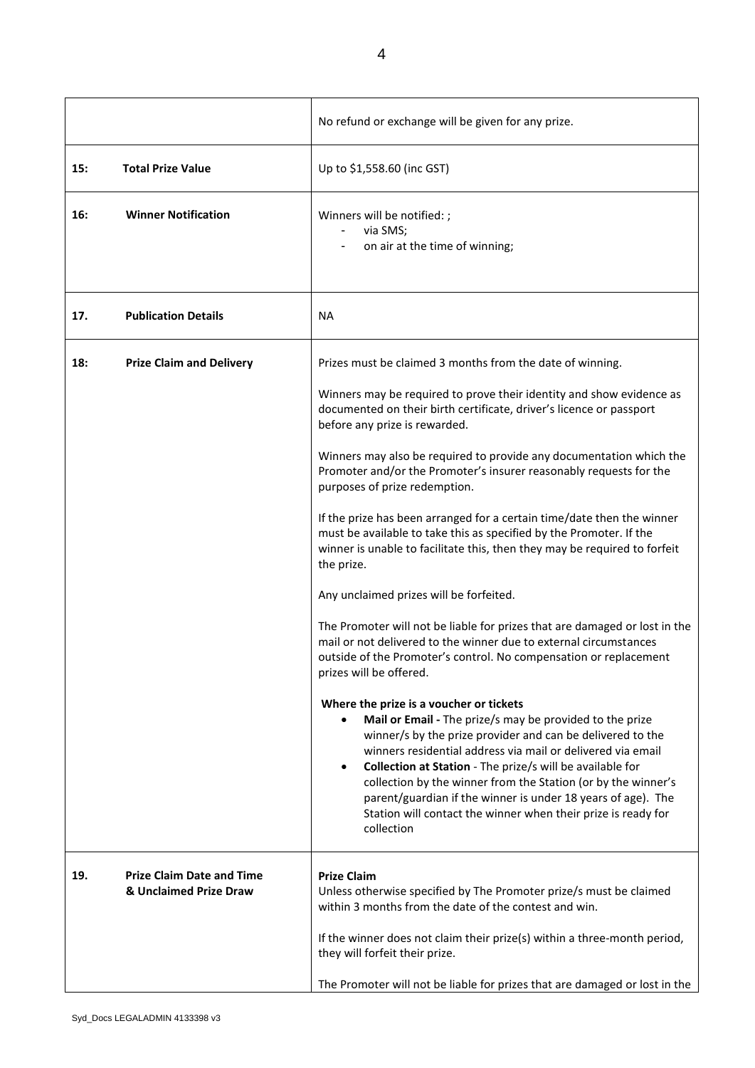| | | |
|---|---|---|
| | | No refund or exchange will be given for any prize. |
| 15: | **Total Prize Value** | Up to $1,558.60 (inc GST) |
| 16: | **Winner Notification** | Winners will be notified: ;<br>- via SMS;<br>- on air at the time of winning; |
| 17. | **Publication Details** | NA |
| 18: | **Prize Claim and Delivery** | Prizes must be claimed 3 months from the date of winning.<br><br>Winners may be required to prove their identity and show evidence as documented on their birth certificate, driver's licence or passport before any prize is rewarded.<br><br>Winners may also be required to provide any documentation which the Promoter and/or the Promoter's insurer reasonably requests for the purposes of prize redemption.<br><br>If the prize has been arranged for a certain time/date then the winner must be available to take this as specified by the Promoter. If the winner is unable to facilitate this, then they may be required to forfeit the prize.<br><br>Any unclaimed prizes will be forfeited.<br><br>The Promoter will not be liable for prizes that are damaged or lost in the mail or not delivered to the winner due to external circumstances outside of the Promoter's control. No compensation or replacement prizes will be offered.<br><br>**Where the prize is a voucher or tickets**<br>• **Mail or Email -** The prize/s may be provided to the prize winner/s by the prize provider and can be delivered to the winners residential address via mail or delivered via email<br>• **Collection at Station** - The prize/s will be available for collection by the winner from the Station (or by the winner's parent/guardian if the winner is under 18 years of age). The Station will contact the winner when their prize is ready for collection |
| 19. | **Prize Claim Date and Time & Unclaimed Prize Draw** | **Prize Claim**<br>Unless otherwise specified by The Promoter prize/s must be claimed within 3 months from the date of the contest and win.<br><br>If the winner does not claim their prize(s) within a three-month period, they will forfeit their prize.<br><br>The Promoter will not be liable for prizes that are damaged or lost in the |

Syd_Docs LEGALADMIN 4133398 v3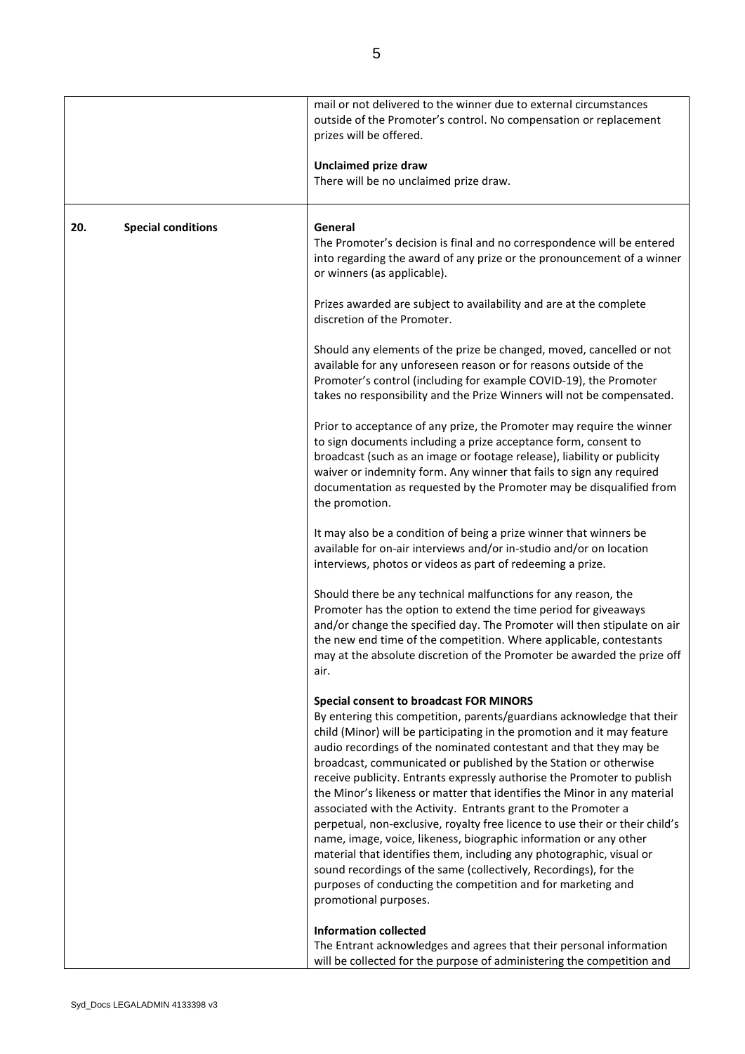| | |
|---|---|
| | mail or not delivered to the winner due to external circumstances outside of the Promoter's control. No compensation or replacement prizes will be offered.<br><br>**Unclaimed prize draw**<br>There will be no unclaimed prize draw. |
| **20. Special conditions** | **General**<br>The Promoter's decision is final and no correspondence will be entered into regarding the award of any prize or the pronouncement of a winner or winners (as applicable).<br><br>Prizes awarded are subject to availability and are at the complete discretion of the Promoter.<br><br>Should any elements of the prize be changed, moved, cancelled or not available for any unforeseen reason or for reasons outside of the Promoter's control (including for example COVID-19), the Promoter takes no responsibility and the Prize Winners will not be compensated.<br><br>Prior to acceptance of any prize, the Promoter may require the winner to sign documents including a prize acceptance form, consent to broadcast (such as an image or footage release), liability or publicity waiver or indemnity form. Any winner that fails to sign any required documentation as requested by the Promoter may be disqualified from the promotion.<br><br>It may also be a condition of being a prize winner that winners be available for on-air interviews and/or in-studio and/or on location interviews, photos or videos as part of redeeming a prize.<br><br>Should there be any technical malfunctions for any reason, the Promoter has the option to extend the time period for giveaways and/or change the specified day. The Promoter will then stipulate on air the new end time of the competition. Where applicable, contestants may at the absolute discretion of the Promoter be awarded the prize off air.<br><br>**Special consent to broadcast FOR MINORS**<br>By entering this competition, parents/guardians acknowledge that their child (Minor) will be participating in the promotion and it may feature audio recordings of the nominated contestant and that they may be broadcast, communicated or published by the Station or otherwise receive publicity. Entrants expressly authorise the Promoter to publish the Minor's likeness or matter that identifies the Minor in any material associated with the Activity. Entrants grant to the Promoter a perpetual, non-exclusive, royalty free licence to use their or their child's name, image, voice, likeness, biographic information or any other material that identifies them, including any photographic, visual or sound recordings of the same (collectively, Recordings), for the purposes of conducting the competition and for marketing and promotional purposes.<br><br>**Information collected**<br>The Entrant acknowledges and agrees that their personal information will be collected for the purpose of administering the competition and |

Syd_Docs LEGALADMIN 4133398 v3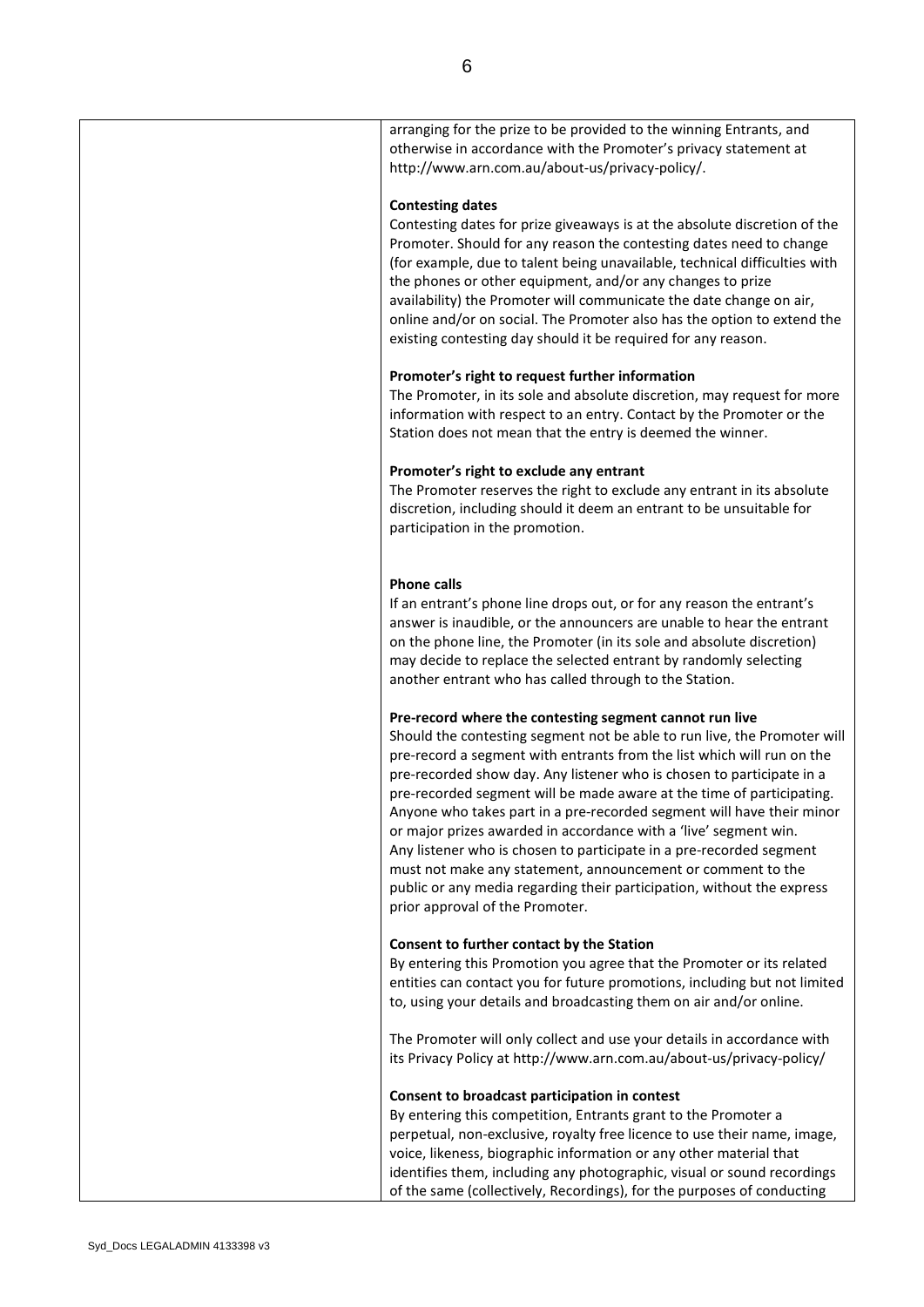arranging for the prize to be provided to the winning Entrants, and otherwise in accordance with the Promoter's privacy statement at http://www.arn.com.au/about-us/privacy-policy/.

**Contesting dates**

Contesting dates for prize giveaways is at the absolute discretion of the Promoter. Should for any reason the contesting dates need to change (for example, due to talent being unavailable, technical difficulties with the phones or other equipment, and/or any changes to prize availability) the Promoter will communicate the date change on air, online and/or on social. The Promoter also has the option to extend the existing contesting day should it be required for any reason.

**Promoter's right to request further information**

The Promoter, in its sole and absolute discretion, may request for more information with respect to an entry. Contact by the Promoter or the Station does not mean that the entry is deemed the winner.

**Promoter's right to exclude any entrant**

The Promoter reserves the right to exclude any entrant in its absolute discretion, including should it deem an entrant to be unsuitable for participation in the promotion.

**Phone calls**

If an entrant's phone line drops out, or for any reason the entrant's answer is inaudible, or the announcers are unable to hear the entrant on the phone line, the Promoter (in its sole and absolute discretion) may decide to replace the selected entrant by randomly selecting another entrant who has called through to the Station.

**Pre-record where the contesting segment cannot run live**

Should the contesting segment not be able to run live, the Promoter will pre-record a segment with entrants from the list which will run on the pre-recorded show day. Any listener who is chosen to participate in a pre-recorded segment will be made aware at the time of participating. Anyone who takes part in a pre-recorded segment will have their minor or major prizes awarded in accordance with a 'live' segment win. Any listener who is chosen to participate in a pre-recorded segment must not make any statement, announcement or comment to the public or any media regarding their participation, without the express prior approval of the Promoter.

**Consent to further contact by the Station**

By entering this Promotion you agree that the Promoter or its related entities can contact you for future promotions, including but not limited to, using your details and broadcasting them on air and/or online.

The Promoter will only collect and use your details in accordance with its Privacy Policy at http://www.arn.com.au/about-us/privacy-policy/

**Consent to broadcast participation in contest**

By entering this competition, Entrants grant to the Promoter a perpetual, non-exclusive, royalty free licence to use their name, image, voice, likeness, biographic information or any other material that identifies them, including any photographic, visual or sound recordings of the same (collectively, Recordings), for the purposes of conducting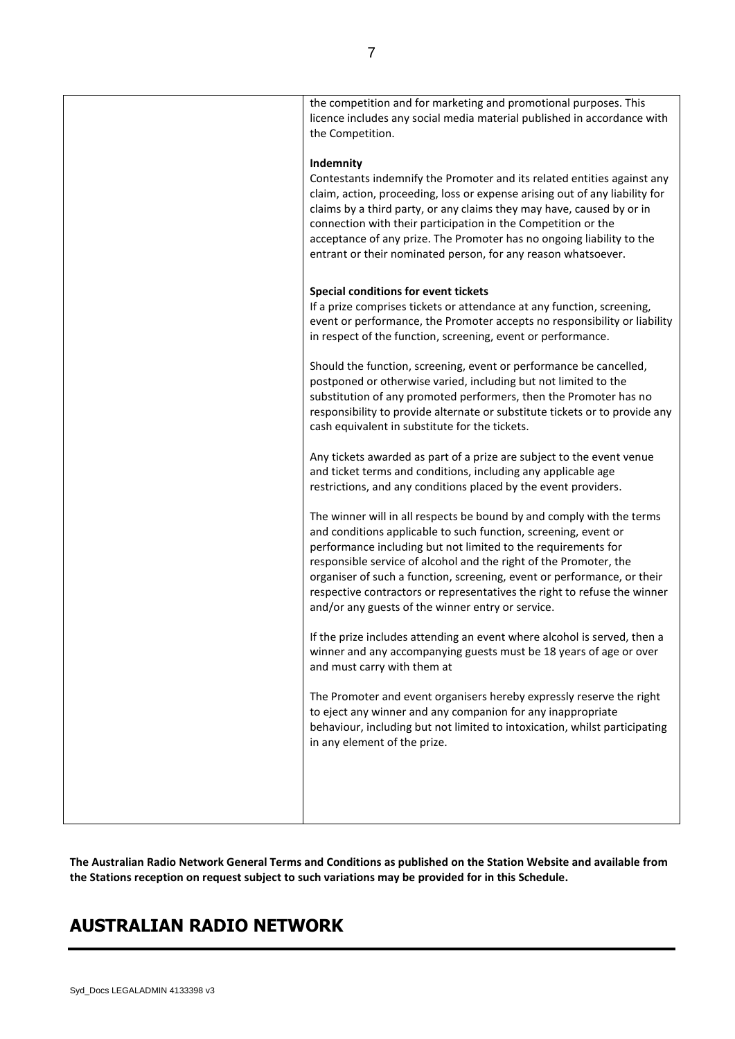| | the competition and for marketing and promotional purposes. This licence includes any social media material published in accordance with the Competition.<br><br>**Indemnity**<br>Contestants indemnify the Promoter and its related entities against any claim, action, proceeding, loss or expense arising out of any liability for claims by a third party, or any claims they may have, caused by or in connection with their participation in the Competition or the acceptance of any prize. The Promoter has no ongoing liability to the entrant or their nominated person, for any reason whatsoever.<br><br>**Special conditions for event tickets**<br>If a prize comprises tickets or attendance at any function, screening, event or performance, the Promoter accepts no responsibility or liability in respect of the function, screening, event or performance.<br><br>Should the function, screening, event or performance be cancelled, postponed or otherwise varied, including but not limited to the substitution of any promoted performers, then the Promoter has no responsibility to provide alternate or substitute tickets or to provide any cash equivalent in substitute for the tickets.<br><br>Any tickets awarded as part of a prize are subject to the event venue and ticket terms and conditions, including any applicable age restrictions, and any conditions placed by the event providers.<br><br>The winner will in all respects be bound by and comply with the terms and conditions applicable to such function, screening, event or performance including but not limited to the requirements for responsible service of alcohol and the right of the Promoter, the organiser of such a function, screening, event or performance, or their respective contractors or representatives the right to refuse the winner and/or any guests of the winner entry or service.<br><br>If the prize includes attending an event where alcohol is served, then a winner and any accompanying guests must be 18 years of age or over and must carry with them at<br><br>The Promoter and event organisers hereby expressly reserve the right to eject any winner and any companion for any inappropriate behaviour, including but not limited to intoxication, whilst participating in any element of the prize. |
|---|---|

**The Australian Radio Network General Terms and Conditions as published on the Station Website and available from the Stations reception on request subject to such variations may be provided for in this Schedule.**

## AUSTRALIAN RADIO NETWORK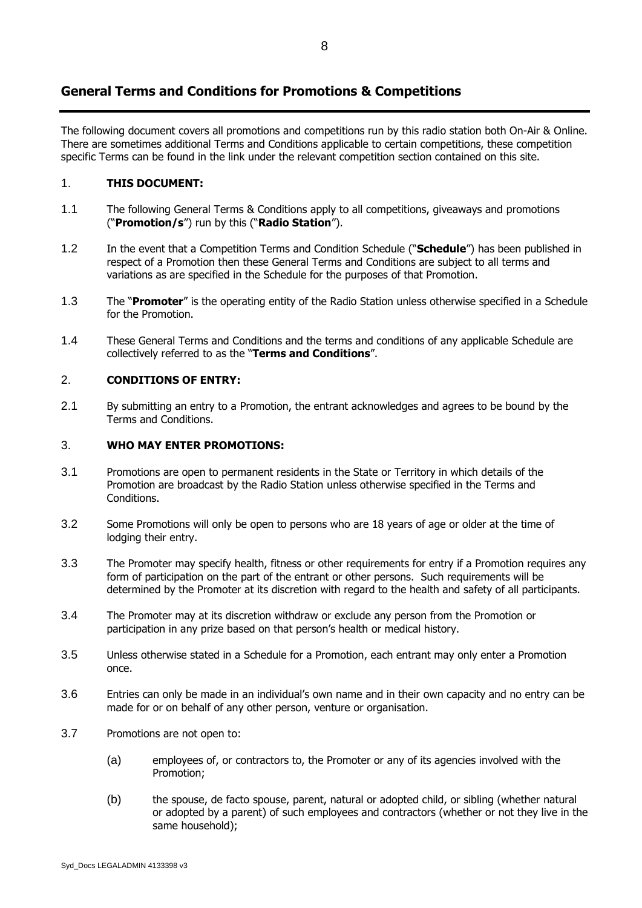## General Terms and Conditions for Promotions & Competitions

The following document covers all promotions and competitions run by this radio station both On-Air & Online. There are sometimes additional Terms and Conditions applicable to certain competitions, these competition specific Terms can be found in the link under the relevant competition section contained on this site.

1. **THIS DOCUMENT:**

1.1 The following General Terms & Conditions apply to all competitions, giveaways and promotions ("**Promotion/s**") run by this ("**Radio Station**").

1.2 In the event that a Competition Terms and Condition Schedule ("**Schedule**") has been published in respect of a Promotion then these General Terms and Conditions are subject to all terms and variations as are specified in the Schedule for the purposes of that Promotion.

1.3 The "**Promoter**" is the operating entity of the Radio Station unless otherwise specified in a Schedule for the Promotion.

1.4 These General Terms and Conditions and the terms and conditions of any applicable Schedule are collectively referred to as the "**Terms and Conditions**".

2. **CONDITIONS OF ENTRY:**

2.1 By submitting an entry to a Promotion, the entrant acknowledges and agrees to be bound by the Terms and Conditions.

3. **WHO MAY ENTER PROMOTIONS:**

3.1 Promotions are open to permanent residents in the State or Territory in which details of the Promotion are broadcast by the Radio Station unless otherwise specified in the Terms and Conditions.

3.2 Some Promotions will only be open to persons who are 18 years of age or older at the time of lodging their entry.

3.3 The Promoter may specify health, fitness or other requirements for entry if a Promotion requires any form of participation on the part of the entrant or other persons. Such requirements will be determined by the Promoter at its discretion with regard to the health and safety of all participants.

3.4 The Promoter may at its discretion withdraw or exclude any person from the Promotion or participation in any prize based on that person's health or medical history.

3.5 Unless otherwise stated in a Schedule for a Promotion, each entrant may only enter a Promotion once.

3.6 Entries can only be made in an individual's own name and in their own capacity and no entry can be made for or on behalf of any other person, venture or organisation.

3.7 Promotions are not open to:

(a) employees of, or contractors to, the Promoter or any of its agencies involved with the Promotion;

(b) the spouse, de facto spouse, parent, natural or adopted child, or sibling (whether natural or adopted by a parent) of such employees and contractors (whether or not they live in the same household);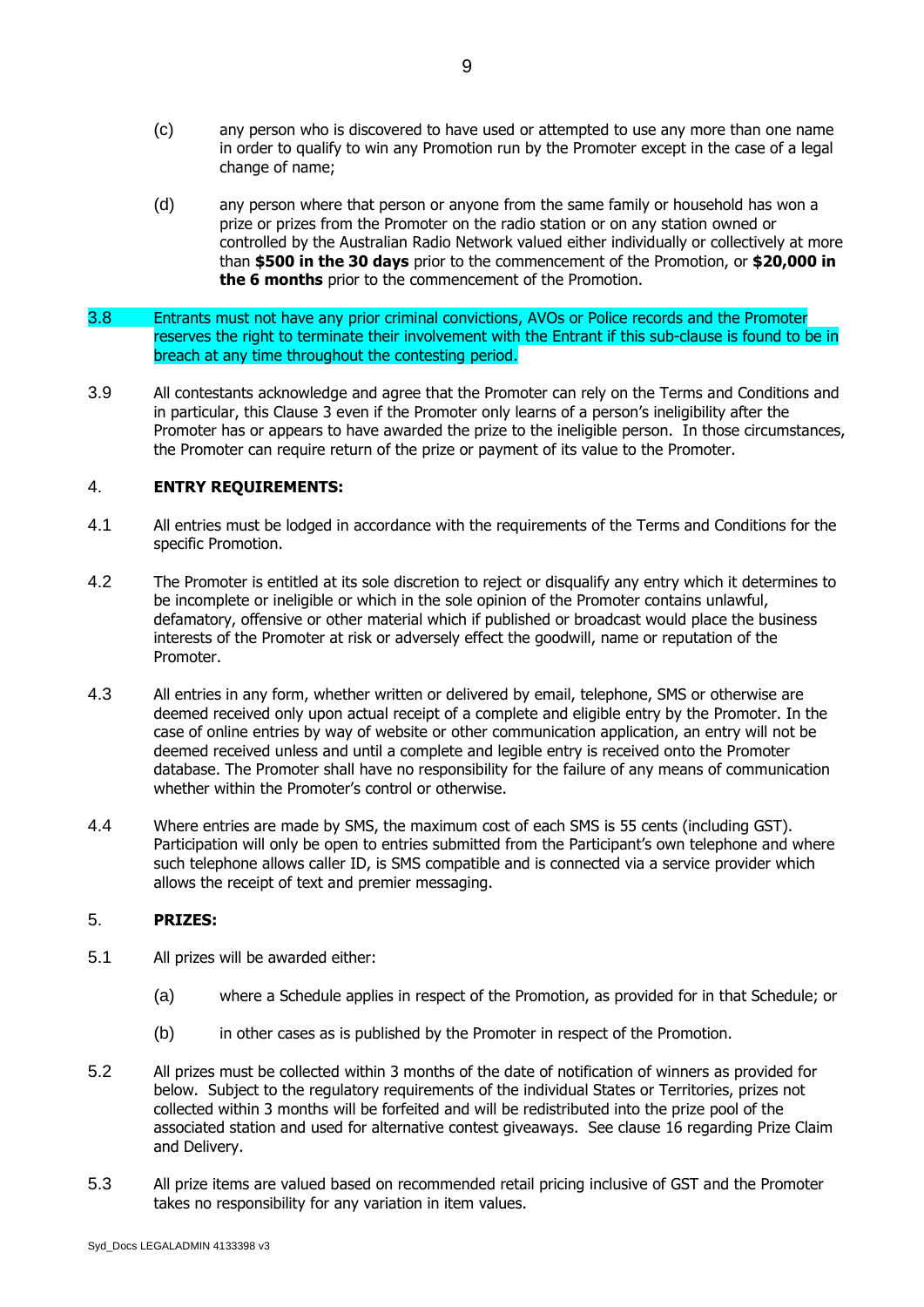(c) any person who is discovered to have used or attempted to use any more than one name in order to qualify to win any Promotion run by the Promoter except in the case of a legal change of name;

(d) any person where that person or anyone from the same family or household has won a prize or prizes from the Promoter on the radio station or on any station owned or controlled by the Australian Radio Network valued either individually or collectively at more than **$500 in the 30 days** prior to the commencement of the Promotion, or **$20,000 in the 6 months** prior to the commencement of the Promotion.

3.8 Entrants must not have any prior criminal convictions, AVOs or Police records and the Promoter reserves the right to terminate their involvement with the Entrant if this sub-clause is found to be in breach at any time throughout the contesting period.

3.9 All contestants acknowledge and agree that the Promoter can rely on the Terms and Conditions and in particular, this Clause 3 even if the Promoter only learns of a person's ineligibility after the Promoter has or appears to have awarded the prize to the ineligible person. In those circumstances, the Promoter can require return of the prize or payment of its value to the Promoter.

## 4. ENTRY REQUIREMENTS:

4.1 All entries must be lodged in accordance with the requirements of the Terms and Conditions for the specific Promotion.

4.2 The Promoter is entitled at its sole discretion to reject or disqualify any entry which it determines to be incomplete or ineligible or which in the sole opinion of the Promoter contains unlawful, defamatory, offensive or other material which if published or broadcast would place the business interests of the Promoter at risk or adversely effect the goodwill, name or reputation of the Promoter.

4.3 All entries in any form, whether written or delivered by email, telephone, SMS or otherwise are deemed received only upon actual receipt of a complete and eligible entry by the Promoter. In the case of online entries by way of website or other communication application, an entry will not be deemed received unless and until a complete and legible entry is received onto the Promoter database. The Promoter shall have no responsibility for the failure of any means of communication whether within the Promoter's control or otherwise.

4.4 Where entries are made by SMS, the maximum cost of each SMS is 55 cents (including GST). Participation will only be open to entries submitted from the Participant's own telephone and where such telephone allows caller ID, is SMS compatible and is connected via a service provider which allows the receipt of text and premier messaging.

## 5. PRIZES:

5.1 All prizes will be awarded either:

(a) where a Schedule applies in respect of the Promotion, as provided for in that Schedule; or

(b) in other cases as is published by the Promoter in respect of the Promotion.

5.2 All prizes must be collected within 3 months of the date of notification of winners as provided for below. Subject to the regulatory requirements of the individual States or Territories, prizes not collected within 3 months will be forfeited and will be redistributed into the prize pool of the associated station and used for alternative contest giveaways. See clause 16 regarding Prize Claim and Delivery.

5.3 All prize items are valued based on recommended retail pricing inclusive of GST and the Promoter takes no responsibility for any variation in item values.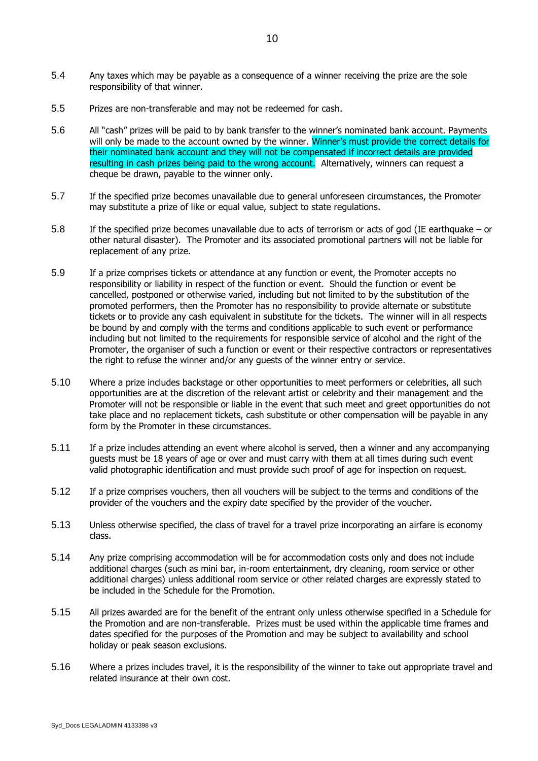5.4 Any taxes which may be payable as a consequence of a winner receiving the prize are the sole responsibility of that winner.

5.5 Prizes are non-transferable and may not be redeemed for cash.

5.6 All "cash" prizes will be paid to by bank transfer to the winner's nominated bank account. Payments will only be made to the account owned by the winner. Winner's must provide the correct details for their nominated bank account and they will not be compensated if incorrect details are provided resulting in cash prizes being paid to the wrong account. Alternatively, winners can request a cheque be drawn, payable to the winner only.

5.7 If the specified prize becomes unavailable due to general unforeseen circumstances, the Promoter may substitute a prize of like or equal value, subject to state regulations.

5.8 If the specified prize becomes unavailable due to acts of terrorism or acts of god (IE earthquake – or other natural disaster). The Promoter and its associated promotional partners will not be liable for replacement of any prize.

5.9 If a prize comprises tickets or attendance at any function or event, the Promoter accepts no responsibility or liability in respect of the function or event. Should the function or event be cancelled, postponed or otherwise varied, including but not limited to by the substitution of the promoted performers, then the Promoter has no responsibility to provide alternate or substitute tickets or to provide any cash equivalent in substitute for the tickets. The winner will in all respects be bound by and comply with the terms and conditions applicable to such event or performance including but not limited to the requirements for responsible service of alcohol and the right of the Promoter, the organiser of such a function or event or their respective contractors or representatives the right to refuse the winner and/or any guests of the winner entry or service.

5.10 Where a prize includes backstage or other opportunities to meet performers or celebrities, all such opportunities are at the discretion of the relevant artist or celebrity and their management and the Promoter will not be responsible or liable in the event that such meet and greet opportunities do not take place and no replacement tickets, cash substitute or other compensation will be payable in any form by the Promoter in these circumstances.

5.11 If a prize includes attending an event where alcohol is served, then a winner and any accompanying guests must be 18 years of age or over and must carry with them at all times during such event valid photographic identification and must provide such proof of age for inspection on request.

5.12 If a prize comprises vouchers, then all vouchers will be subject to the terms and conditions of the provider of the vouchers and the expiry date specified by the provider of the voucher.

5.13 Unless otherwise specified, the class of travel for a travel prize incorporating an airfare is economy class.

5.14 Any prize comprising accommodation will be for accommodation costs only and does not include additional charges (such as mini bar, in-room entertainment, dry cleaning, room service or other additional charges) unless additional room service or other related charges are expressly stated to be included in the Schedule for the Promotion.

5.15 All prizes awarded are for the benefit of the entrant only unless otherwise specified in a Schedule for the Promotion and are non-transferable. Prizes must be used within the applicable time frames and dates specified for the purposes of the Promotion and may be subject to availability and school holiday or peak season exclusions.

5.16 Where a prizes includes travel, it is the responsibility of the winner to take out appropriate travel and related insurance at their own cost.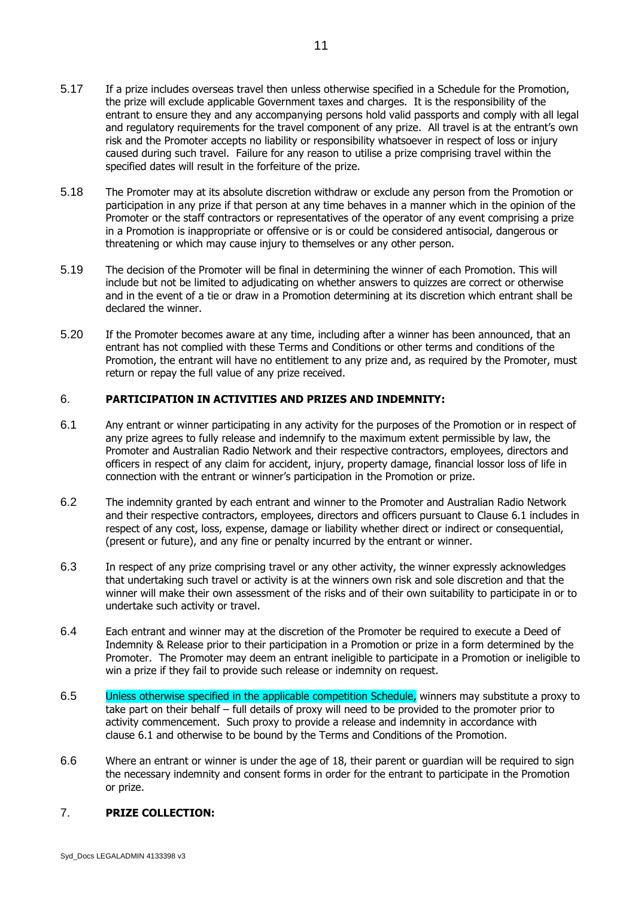5.17 If a prize includes overseas travel then unless otherwise specified in a Schedule for the Promotion, the prize will exclude applicable Government taxes and charges. It is the responsibility of the entrant to ensure they and any accompanying persons hold valid passports and comply with all legal and regulatory requirements for the travel component of any prize. All travel is at the entrant's own risk and the Promoter accepts no liability or responsibility whatsoever in respect of loss or injury caused during such travel. Failure for any reason to utilise a prize comprising travel within the specified dates will result in the forfeiture of the prize.

5.18 The Promoter may at its absolute discretion withdraw or exclude any person from the Promotion or participation in any prize if that person at any time behaves in a manner which in the opinion of the Promoter or the staff contractors or representatives of the operator of any event comprising a prize in a Promotion is inappropriate or offensive or is or could be considered antisocial, dangerous or threatening or which may cause injury to themselves or any other person.

5.19 The decision of the Promoter will be final in determining the winner of each Promotion. This will include but not be limited to adjudicating on whether answers to quizzes are correct or otherwise and in the event of a tie or draw in a Promotion determining at its discretion which entrant shall be declared the winner.

5.20 If the Promoter becomes aware at any time, including after a winner has been announced, that an entrant has not complied with these Terms and Conditions or other terms and conditions of the Promotion, the entrant will have no entitlement to any prize and, as required by the Promoter, must return or repay the full value of any prize received.

## 6. PARTICIPATION IN ACTIVITIES AND PRIZES AND INDEMNITY:

6.1 Any entrant or winner participating in any activity for the purposes of the Promotion or in respect of any prize agrees to fully release and indemnify to the maximum extent permissible by law, the Promoter and Australian Radio Network and their respective contractors, employees, directors and officers in respect of any claim for accident, injury, property damage, financial lossor loss of life in connection with the entrant or winner's participation in the Promotion or prize.

6.2 The indemnity granted by each entrant and winner to the Promoter and Australian Radio Network and their respective contractors, employees, directors and officers pursuant to Clause 6.1 includes in respect of any cost, loss, expense, damage or liability whether direct or indirect or consequential, (present or future), and any fine or penalty incurred by the entrant or winner.

6.3 In respect of any prize comprising travel or any other activity, the winner expressly acknowledges that undertaking such travel or activity is at the winners own risk and sole discretion and that the winner will make their own assessment of the risks and of their own suitability to participate in or to undertake such activity or travel.

6.4 Each entrant and winner may at the discretion of the Promoter be required to execute a Deed of Indemnity & Release prior to their participation in a Promotion or prize in a form determined by the Promoter. The Promoter may deem an entrant ineligible to participate in a Promotion or ineligible to win a prize if they fail to provide such release or indemnity on request.

6.5 Unless otherwise specified in the applicable competition Schedule, winners may substitute a proxy to take part on their behalf – full details of proxy will need to be provided to the promoter prior to activity commencement. Such proxy to provide a release and indemnity in accordance with clause 6.1 and otherwise to be bound by the Terms and Conditions of the Promotion.

6.6 Where an entrant or winner is under the age of 18, their parent or guardian will be required to sign the necessary indemnity and consent forms in order for the entrant to participate in the Promotion or prize.

## 7. PRIZE COLLECTION: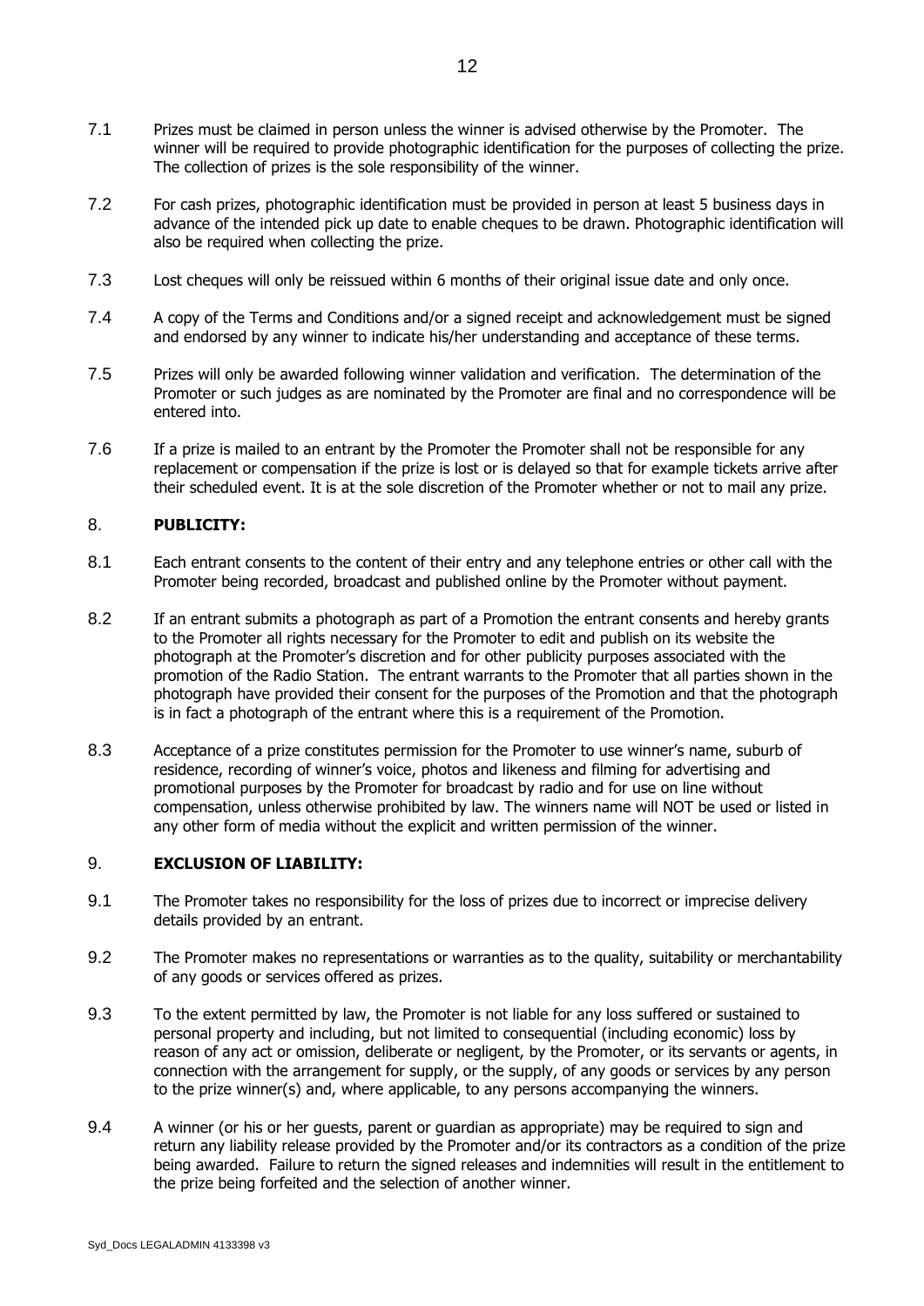7.1 Prizes must be claimed in person unless the winner is advised otherwise by the Promoter. The winner will be required to provide photographic identification for the purposes of collecting the prize. The collection of prizes is the sole responsibility of the winner.

7.2 For cash prizes, photographic identification must be provided in person at least 5 business days in advance of the intended pick up date to enable cheques to be drawn. Photographic identification will also be required when collecting the prize.

7.3 Lost cheques will only be reissued within 6 months of their original issue date and only once.

7.4 A copy of the Terms and Conditions and/or a signed receipt and acknowledgement must be signed and endorsed by any winner to indicate his/her understanding and acceptance of these terms.

7.5 Prizes will only be awarded following winner validation and verification. The determination of the Promoter or such judges as are nominated by the Promoter are final and no correspondence will be entered into.

7.6 If a prize is mailed to an entrant by the Promoter the Promoter shall not be responsible for any replacement or compensation if the prize is lost or is delayed so that for example tickets arrive after their scheduled event. It is at the sole discretion of the Promoter whether or not to mail any prize.

## 8. PUBLICITY:

8.1 Each entrant consents to the content of their entry and any telephone entries or other call with the Promoter being recorded, broadcast and published online by the Promoter without payment.

8.2 If an entrant submits a photograph as part of a Promotion the entrant consents and hereby grants to the Promoter all rights necessary for the Promoter to edit and publish on its website the photograph at the Promoter's discretion and for other publicity purposes associated with the promotion of the Radio Station. The entrant warrants to the Promoter that all parties shown in the photograph have provided their consent for the purposes of the Promotion and that the photograph is in fact a photograph of the entrant where this is a requirement of the Promotion.

8.3 Acceptance of a prize constitutes permission for the Promoter to use winner's name, suburb of residence, recording of winner's voice, photos and likeness and filming for advertising and promotional purposes by the Promoter for broadcast by radio and for use on line without compensation, unless otherwise prohibited by law. The winners name will NOT be used or listed in any other form of media without the explicit and written permission of the winner.

## 9. EXCLUSION OF LIABILITY:

9.1 The Promoter takes no responsibility for the loss of prizes due to incorrect or imprecise delivery details provided by an entrant.

9.2 The Promoter makes no representations or warranties as to the quality, suitability or merchantability of any goods or services offered as prizes.

9.3 To the extent permitted by law, the Promoter is not liable for any loss suffered or sustained to personal property and including, but not limited to consequential (including economic) loss by reason of any act or omission, deliberate or negligent, by the Promoter, or its servants or agents, in connection with the arrangement for supply, or the supply, of any goods or services by any person to the prize winner(s) and, where applicable, to any persons accompanying the winners.

9.4 A winner (or his or her guests, parent or guardian as appropriate) may be required to sign and return any liability release provided by the Promoter and/or its contractors as a condition of the prize being awarded. Failure to return the signed releases and indemnities will result in the entitlement to the prize being forfeited and the selection of another winner.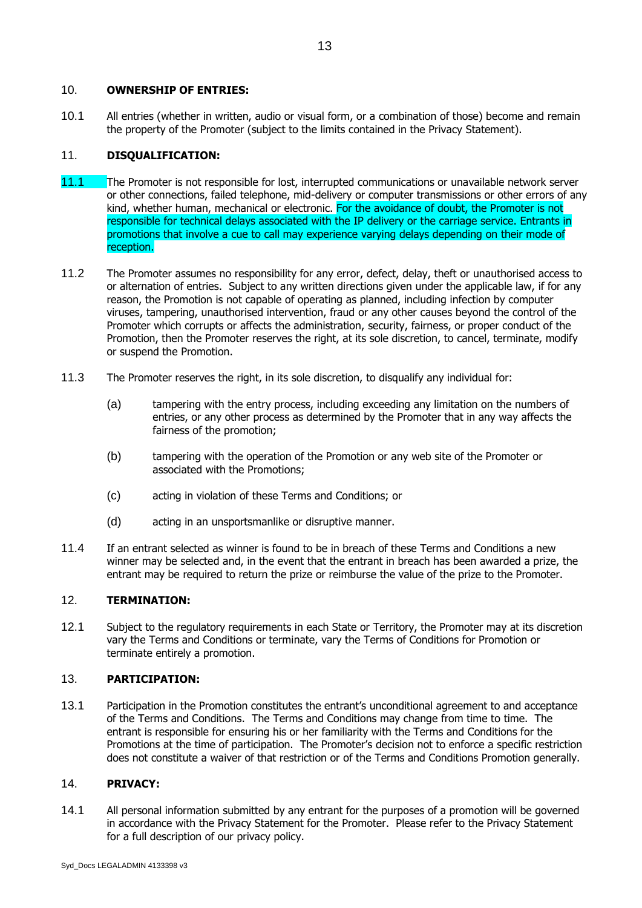10. **OWNERSHIP OF ENTRIES:**

10.1 All entries (whether in written, audio or visual form, or a combination of those) become and remain the property of the Promoter (subject to the limits contained in the Privacy Statement).

11. **DISQUALIFICATION:**

11.1 The Promoter is not responsible for lost, interrupted communications or unavailable network server or other connections, failed telephone, mid-delivery or computer transmissions or other errors of any kind, whether human, mechanical or electronic. For the avoidance of doubt, the Promoter is not responsible for technical delays associated with the IP delivery or the carriage service. Entrants in promotions that involve a cue to call may experience varying delays depending on their mode of reception.

11.2 The Promoter assumes no responsibility for any error, defect, delay, theft or unauthorised access to or alternation of entries. Subject to any written directions given under the applicable law, if for any reason, the Promotion is not capable of operating as planned, including infection by computer viruses, tampering, unauthorised intervention, fraud or any other causes beyond the control of the Promoter which corrupts or affects the administration, security, fairness, or proper conduct of the Promotion, then the Promoter reserves the right, at its sole discretion, to cancel, terminate, modify or suspend the Promotion.

11.3 The Promoter reserves the right, in its sole discretion, to disqualify any individual for:

(a) tampering with the entry process, including exceeding any limitation on the numbers of entries, or any other process as determined by the Promoter that in any way affects the fairness of the promotion;

(b) tampering with the operation of the Promotion or any web site of the Promoter or associated with the Promotions;

(c) acting in violation of these Terms and Conditions; or

(d) acting in an unsportsmanlike or disruptive manner.

11.4 If an entrant selected as winner is found to be in breach of these Terms and Conditions a new winner may be selected and, in the event that the entrant in breach has been awarded a prize, the entrant may be required to return the prize or reimburse the value of the prize to the Promoter.

12. **TERMINATION:**

12.1 Subject to the regulatory requirements in each State or Territory, the Promoter may at its discretion vary the Terms and Conditions or terminate, vary the Terms of Conditions for Promotion or terminate entirely a promotion.

13. **PARTICIPATION:**

13.1 Participation in the Promotion constitutes the entrant's unconditional agreement to and acceptance of the Terms and Conditions. The Terms and Conditions may change from time to time. The entrant is responsible for ensuring his or her familiarity with the Terms and Conditions for the Promotions at the time of participation. The Promoter's decision not to enforce a specific restriction does not constitute a waiver of that restriction or of the Terms and Conditions Promotion generally.

14. **PRIVACY:**

14.1 All personal information submitted by any entrant for the purposes of a promotion will be governed in accordance with the Privacy Statement for the Promoter. Please refer to the Privacy Statement for a full description of our privacy policy.